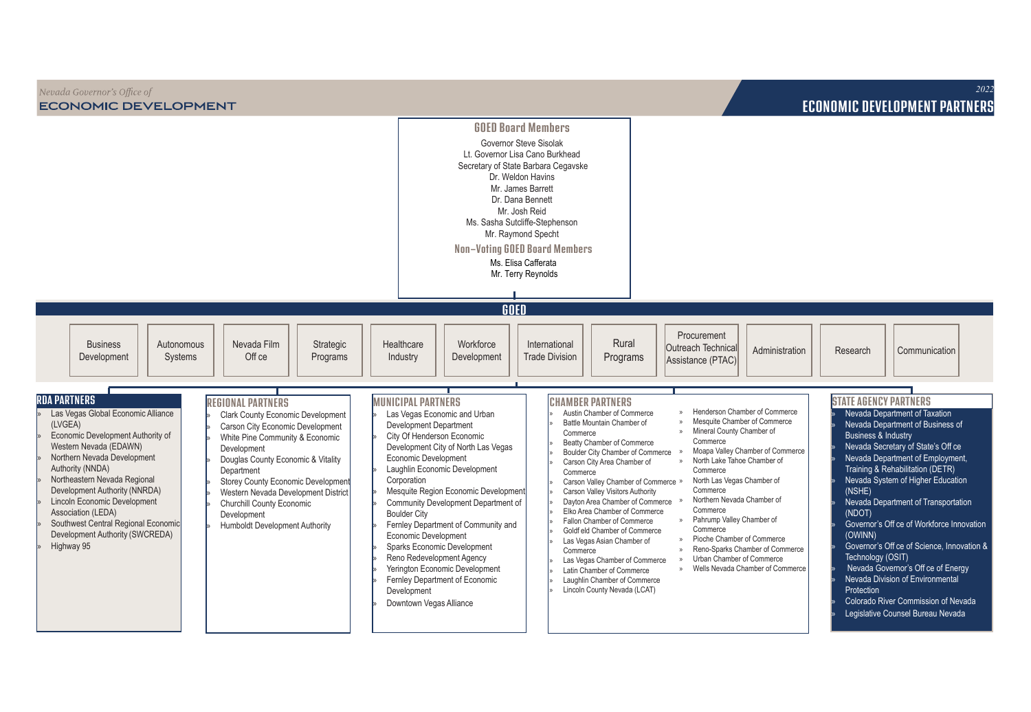Nevada Governor's Office of
**ECONOMIC DEVELOPMENT**

2022
# ECONOMIC DEVELOPMENT PARTNERS

## GOED Board Members

Governor Steve Sisolak
Lt. Governor Lisa Cano Burkhead
Secretary of State Barbara Cegavske
Dr. Weldon Havins
Mr. James Barrett
Dr. Dana Bennett
Mr. Josh Reid
Ms. Sasha Sutcliffe-Stephenson
Mr. Raymond Specht

## Non-Voting GOED Board Members

Ms. Elisa Cafferata
Mr. Terry Reynolds

## GOED

- Business Development
- Autonomous Systems
- Nevada Film Off ce
- Strategic Programs
- Healthcare Industry
- Workforce Development
- International Trade Division
- Rural Programs
- Procurement Outreach Technical Assistance (PTAC)
- Administration
- Research
- Communication

## RDA PARTNERS

- Las Vegas Global Economic Alliance (LVGEA)
- Economic Development Authority of Western Nevada (EDAWN)
- Northern Nevada Development Authority (NNDA)
- Northeastern Nevada Regional Development Authority (NNRDA)
- Lincoln Economic Development Association (LEDA)
- Southwest Central Regional Economic Development Authority (SWCREDA)
- Highway 95

## REGIONAL PARTNERS

- Clark County Economic Development
- Carson City Economic Development
- White Pine Community & Economic Development
- Douglas County Economic & Vitality Department
- Storey County Economic Development
- Western Nevada Development District
- Churchill County Economic Development
- Humboldt Development Authority

## MUNICIPAL PARTNERS

- Las Vegas Economic and Urban Development Department
- City Of Henderson Economic Development City of North Las Vegas Economic Development
- Laughlin Economic Development Corporation
- Mesquite Region Economic Development
- Community Development Department of Boulder City
- Fernley Department of Community and Economic Development
- Sparks Economic Development
- Reno Redevelopment Agency
- Yerington Economic Development
- Fernley Department of Economic Development
- Downtown Vegas Alliance

## CHAMBER PARTNERS

- Austin Chamber of Commerce
- Battle Mountain Chamber of Commerce
- Beatty Chamber of Commerce
- Boulder City Chamber of Commerce
- Carson City Area Chamber of Commerce
- Carson Valley Chamber of Commerce
- Carson Valley Visitors Authority
- Dayton Area Chamber of Commerce
- Elko Area Chamber of Commerce
- Fallon Chamber of Commerce
- Goldf eld Chamber of Commerce
- Las Vegas Asian Chamber of Commerce
- Las Vegas Chamber of Commerce
- Latin Chamber of Commerce
- Laughlin Chamber of Commerce
- Lincoln County Nevada (LCAT)
- Henderson Chamber of Commerce
- Mesquite Chamber of Commerce
- Mineral County Chamber of Commerce
- Moapa Valley Chamber of Commerce
- North Lake Tahoe Chamber of Commerce
- North Las Vegas Chamber of Commerce
- Northern Nevada Chamber of Commerce
- Pahrump Valley Chamber of Commerce
- Pioche Chamber of Commerce
- Reno-Sparks Chamber of Commerce
- Urban Chamber of Commerce
- Wells Nevada Chamber of Commerce

## STATE AGENCY PARTNERS

- Nevada Department of Taxation
- Nevada Department of Business of Business & Industry
- Nevada Secretary of State's Off ce
- Nevada Department of Employment, Training & Rehabilitation (DETR)
- Nevada System of Higher Education (NSHE)
- Nevada Department of Transportation (NDOT)
- Governor's Off ce of Workforce Innovation (OWINN)
- Governor's Off ce of Science, Innovation & Technology (OSIT)
- Nevada Governor's Off ce of Energy
- Nevada Division of Environmental Protection
- Colorado River Commission of Nevada
- Legislative Counsel Bureau Nevada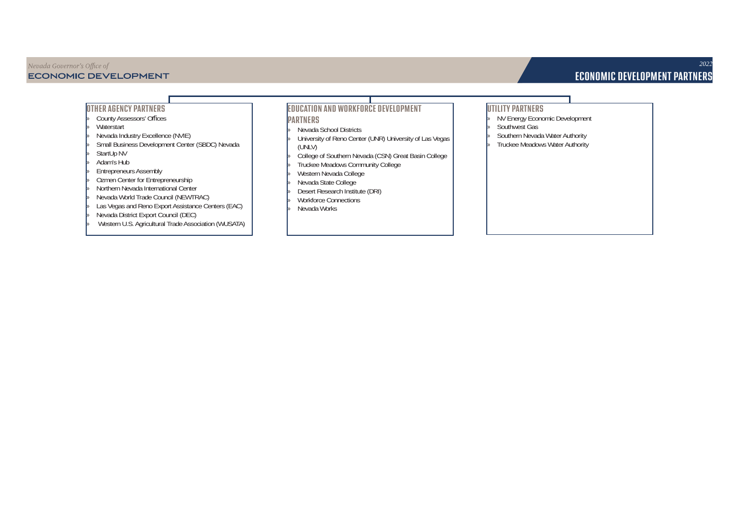## ECONOMIC DEVELOPMENT PARTNERS

### OTHER AGENCY PARTNERS

- County Assessors' Offices
- Waterstart
- Nevada Industry Excellence (NVIE)
- Small Business Development Center (SBDC) Nevada
- StartUp NV
- Adam's Hub
- Entrepreneurs Assembly
- Ozmen Center for Entrepreneurship
- Northern Nevada International Center
- Nevada World Trade Council (NEWTRAC)
- Las Vegas and Reno Export Assistance Centers (EAC)
- Nevada District Export Council (DEC)
- Western U.S. Agricultural Trade Association (WUSATA)

### EDUCATION AND WORKFORCE DEVELOPMENT PARTNERS

- Nevada School Districts
- University of Reno Center (UNR) University of Las Vegas (UNLV)
- College of Southern Nevada (CSN) Great Basin College
- Truckee Meadows Community College
- Western Nevada College
- Nevada State College
- Desert Research Institute (DRI)
- Workforce Connections
- Nevada Works

### UTILITY PARTNERS

- NV Energy Economic Development
- Southwest Gas
- Southern Nevada Water Authority
- Truckee Meadows Water Authority